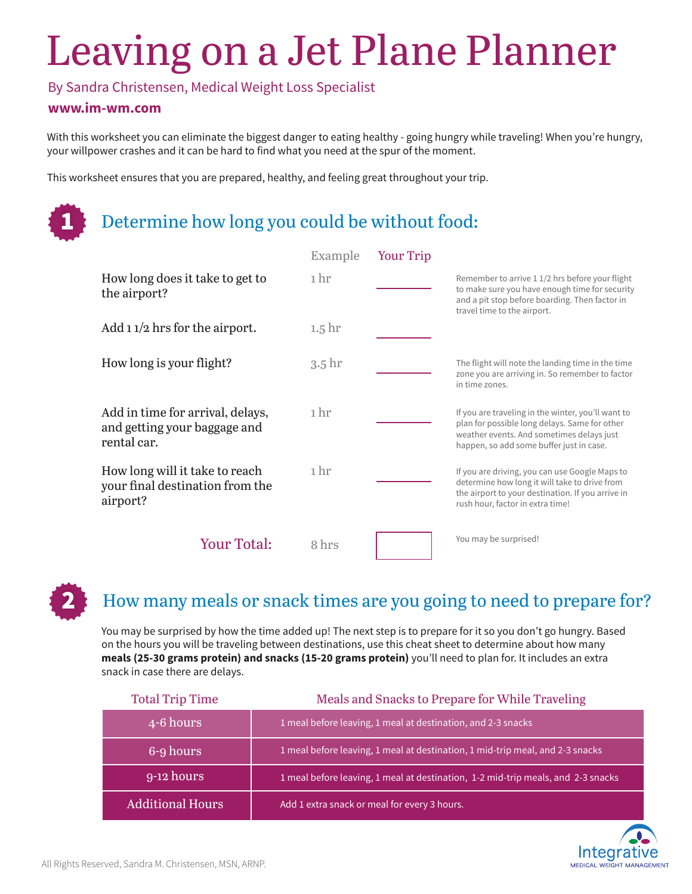# Leaving on a Jet Plane Planner

By Sandra Christensen, Medical Weight Loss Specialist

**www.im-wm.com**

With this worksheet you can eliminate the biggest danger to eating healthy - going hungry while traveling! When you're hungry, your willpower crashes and it can be hard to find what you need at the spur of the moment.

This worksheet ensures that you are prepared, healthy, and feeling great throughout your trip.

## 1 Determine how long you could be without food:

| | Example | Your Trip | |
|---|---|---|---|
| How long does it take to get to the airport? | 1 hr | ______ | Remember to arrive 1 1/2 hrs before your flight to make sure you have enough time for security and a pit stop before boarding. Then factor in travel time to the airport. |
| Add 1 1/2 hrs for the airport. | 1.5 hr | ______ | |
| How long is your flight? | 3.5 hr | ______ | The flight will note the landing time in the time zone you are arriving in. So remember to factor in time zones. |
| Add in time for arrival, delays, and getting your baggage and rental car. | 1 hr | ______ | If you are traveling in the winter, you'll want to plan for possible long delays. Same for other weather events. And sometimes delays just happen, so add some buffer just in case. |
| How long will it take to reach your final destination from the airport? | 1 hr | ______ | If you are driving, you can use Google Maps to determine how long it will take to drive from the airport to your destination. If you arrive in rush hour, factor in extra time! |
| **Your Total:** | 8 hrs | | You may be surprised! |

## 2 How many meals or snack times are you going to need to prepare for?

You may be surprised by how the time added up! The next step is to prepare for it so you don't go hungry. Based on the hours you will be traveling between destinations, use this cheat sheet to determine about how many **meals (25-30 grams protein) and snacks (15-20 grams protein)** you'll need to plan for. It includes an extra snack in case there are delays.

| Total Trip Time | Meals and Snacks to Prepare for While Traveling |
|---|---|
| 4-6 hours | 1 meal before leaving, 1 meal at destination, and 2-3 snacks |
| 6-9 hours | 1 meal before leaving, 1 meal at destination, 1 mid-trip meal, and 2-3 snacks |
| 9-12 hours | 1 meal before leaving, 1 meal at destination, 1-2 mid-trip meals, and 2-3 snacks |
| Additional Hours | Add 1 extra snack or meal for every 3 hours. |

All Rights Reserved, Sandra M. Christensen, MSN, ARNP.

Integrative MEDICAL WEIGHT MANAGEMENT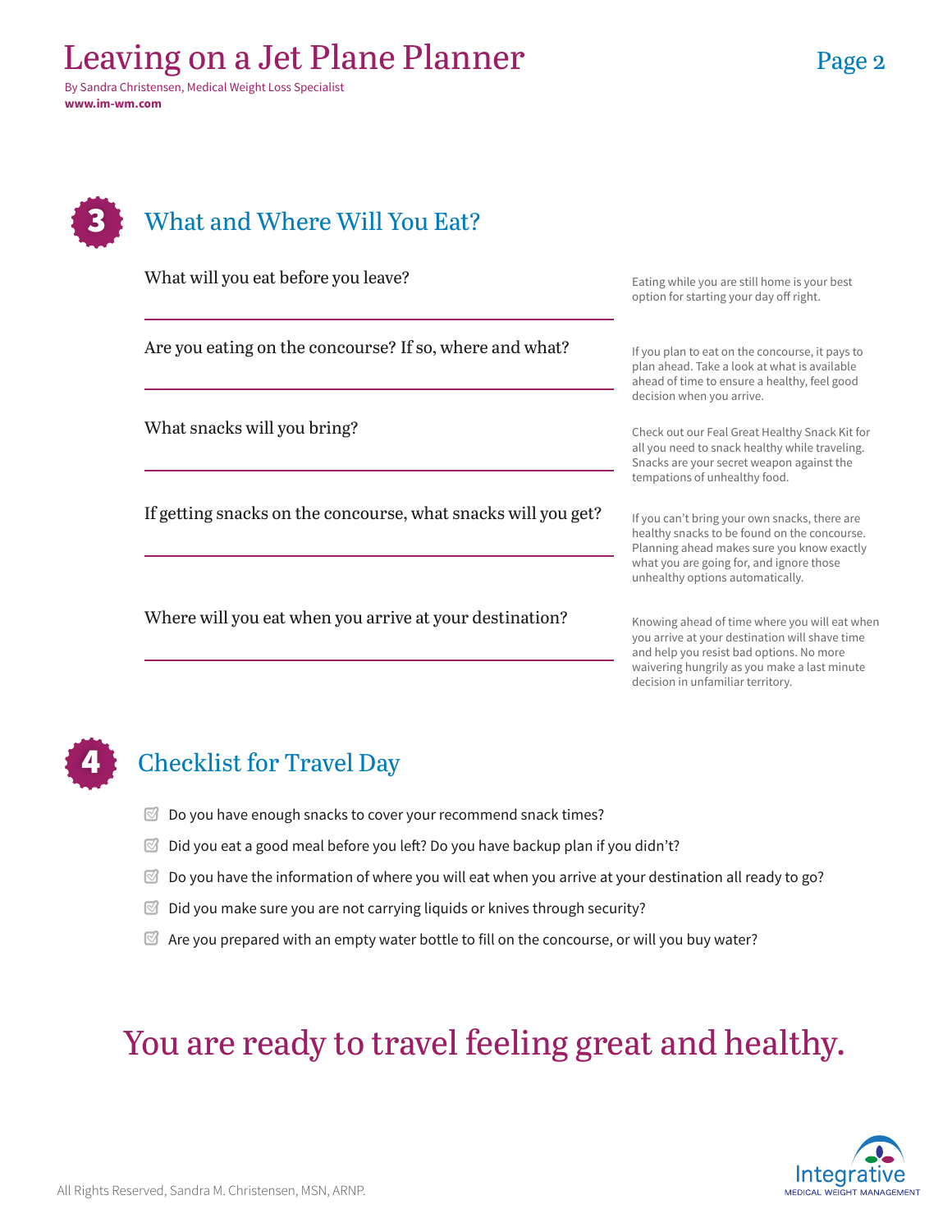## 3 What and Where Will You Eat?

What will you eat before you leave?

Eating while you are still home is your best option for starting your day off right.

Are you eating on the concourse? If so, where and what?

If you plan to eat on the concourse, it pays to plan ahead. Take a look at what is available ahead of time to ensure a healthy, feel good decision when you arrive.

What snacks will you bring?

Check out our Feal Great Healthy Snack Kit for all you need to snack healthy while traveling. Snacks are your secret weapon against the tempations of unhealthy food.

If getting snacks on the concourse, what snacks will you get?

If you can't bring your own snacks, there are healthy snacks to be found on the concourse. Planning ahead makes sure you know exactly what you are going for, and ignore those unhealthy options automatically.

Where will you eat when you arrive at your destination?

Knowing ahead of time where you will eat when you arrive at your destination will shave time and help you resist bad options. No more waivering hungrily as you make a last minute decision in unfamiliar territory.

## 4 Checklist for Travel Day

- ☑ Do you have enough snacks to cover your recommend snack times?
- ☑ Did you eat a good meal before you left? Do you have backup plan if you didn't?
- ☑ Do you have the information of where you will eat when you arrive at your destination all ready to go?
- ☑ Did you make sure you are not carrying liquids or knives through security?
- ☑ Are you prepared with an empty water bottle to fill on the concourse, or will you buy water?

# You are ready to travel feeling great and healthy.

All Rights Reserved, Sandra M. Christensen, MSN, ARNP.

Integrative
MEDICAL WEIGHT MANAGEMENT